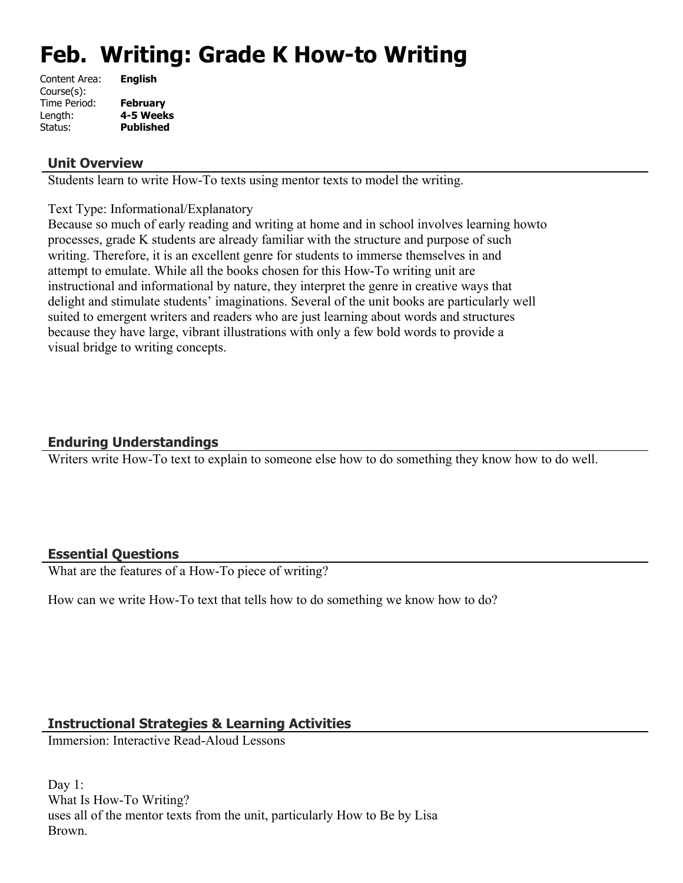# Feb. Writing: Grade K How-to Writing

Content Area: **English**
Course(s):
Time Period: **February**
Length: **4-5 Weeks**
Status: **Published**

## Unit Overview

Students learn to write How-To texts using mentor texts to model the writing.

Text Type: Informational/Explanatory
Because so much of early reading and writing at home and in school involves learning howto processes, grade K students are already familiar with the structure and purpose of such writing. Therefore, it is an excellent genre for students to immerse themselves in and attempt to emulate. While all the books chosen for this How-To writing unit are instructional and informational by nature, they interpret the genre in creative ways that delight and stimulate students' imaginations. Several of the unit books are particularly well suited to emergent writers and readers who are just learning about words and structures because they have large, vibrant illustrations with only a few bold words to provide a visual bridge to writing concepts.

## Enduring Understandings

Writers write How-To text to explain to someone else how to do something they know how to do well.

## Essential Questions

What are the features of a How-To piece of writing?

How can we write How-To text that tells how to do something we know how to do?

## Instructional Strategies & Learning Activities

Immersion: Interactive Read-Aloud Lessons

Day 1:
What Is How-To Writing?
uses all of the mentor texts from the unit, particularly How to Be by Lisa Brown.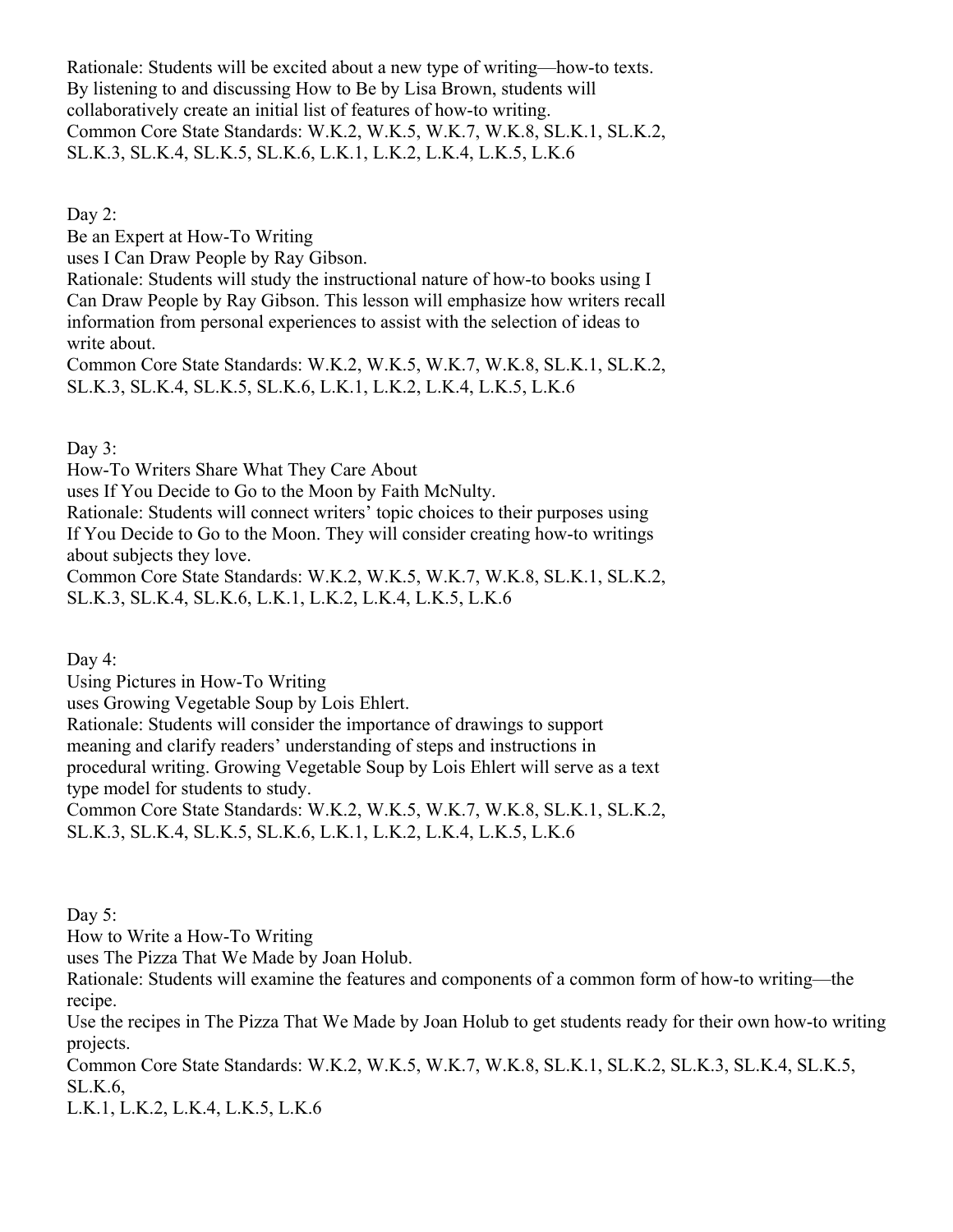Rationale: Students will be excited about a new type of writing—how-to texts. By listening to and discussing How to Be by Lisa Brown, students will collaboratively create an initial list of features of how-to writing.
Common Core State Standards: W.K.2, W.K.5, W.K.7, W.K.8, SL.K.1, SL.K.2, SL.K.3, SL.K.4, SL.K.5, SL.K.6, L.K.1, L.K.2, L.K.4, L.K.5, L.K.6

Day 2:
Be an Expert at How-To Writing
uses I Can Draw People by Ray Gibson.
Rationale: Students will study the instructional nature of how-to books using I Can Draw People by Ray Gibson. This lesson will emphasize how writers recall information from personal experiences to assist with the selection of ideas to write about.
Common Core State Standards: W.K.2, W.K.5, W.K.7, W.K.8, SL.K.1, SL.K.2, SL.K.3, SL.K.4, SL.K.5, SL.K.6, L.K.1, L.K.2, L.K.4, L.K.5, L.K.6

Day 3:
How-To Writers Share What They Care About
uses If You Decide to Go to the Moon by Faith McNulty.
Rationale: Students will connect writers' topic choices to their purposes using If You Decide to Go to the Moon. They will consider creating how-to writings about subjects they love.
Common Core State Standards: W.K.2, W.K.5, W.K.7, W.K.8, SL.K.1, SL.K.2, SL.K.3, SL.K.4, SL.K.6, L.K.1, L.K.2, L.K.4, L.K.5, L.K.6

Day 4:
Using Pictures in How-To Writing
uses Growing Vegetable Soup by Lois Ehlert.
Rationale: Students will consider the importance of drawings to support meaning and clarify readers' understanding of steps and instructions in procedural writing. Growing Vegetable Soup by Lois Ehlert will serve as a text type model for students to study.
Common Core State Standards: W.K.2, W.K.5, W.K.7, W.K.8, SL.K.1, SL.K.2, SL.K.3, SL.K.4, SL.K.5, SL.K.6, L.K.1, L.K.2, L.K.4, L.K.5, L.K.6

Day 5:
How to Write a How-To Writing
uses The Pizza That We Made by Joan Holub.
Rationale: Students will examine the features and components of a common form of how-to writing—the recipe.
Use the recipes in The Pizza That We Made by Joan Holub to get students ready for their own how-to writing projects.
Common Core State Standards: W.K.2, W.K.5, W.K.7, W.K.8, SL.K.1, SL.K.2, SL.K.3, SL.K.4, SL.K.5, SL.K.6,
L.K.1, L.K.2, L.K.4, L.K.5, L.K.6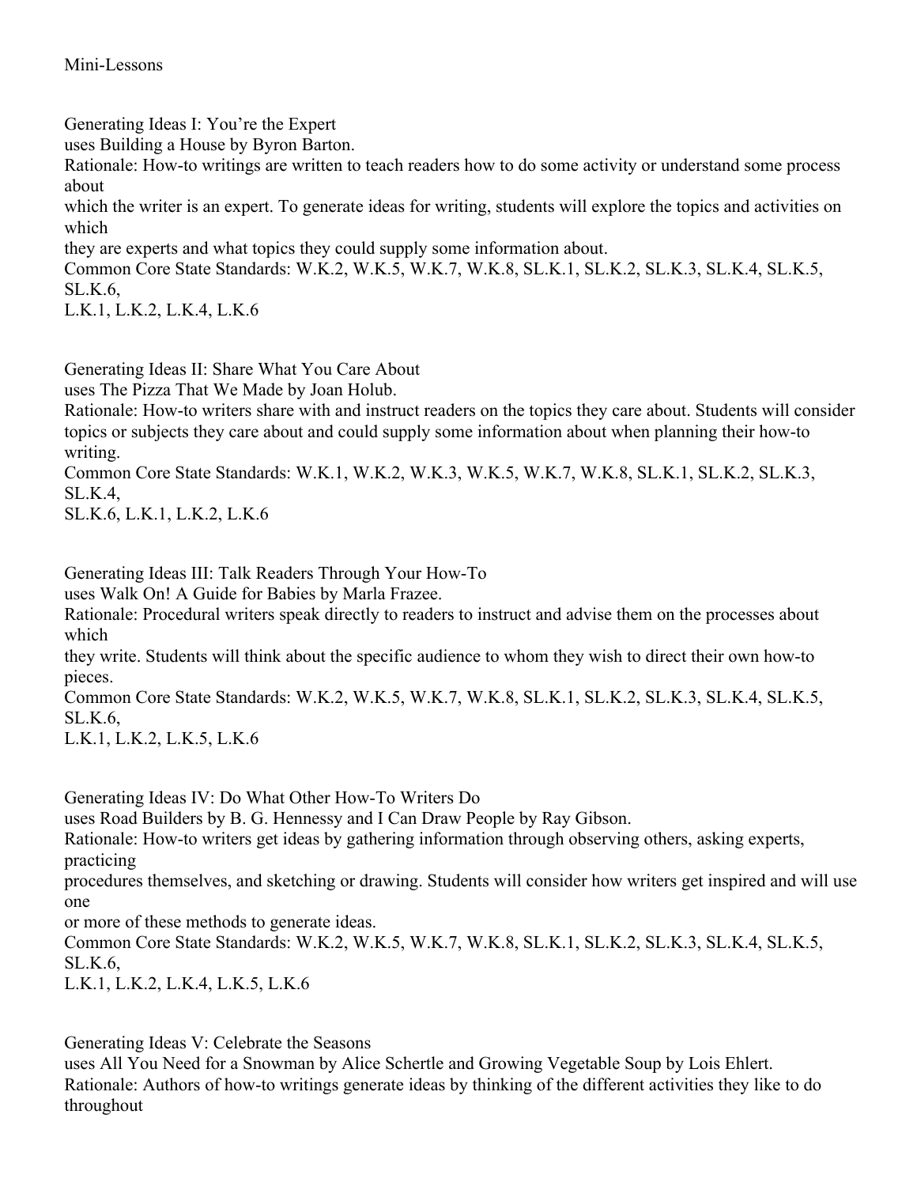Mini-Lessons

Generating Ideas I: You're the Expert
uses Building a House by Byron Barton.
Rationale: How-to writings are written to teach readers how to do some activity or understand some process about which the writer is an expert. To generate ideas for writing, students will explore the topics and activities on which they are experts and what topics they could supply some information about.
Common Core State Standards: W.K.2, W.K.5, W.K.7, W.K.8, SL.K.1, SL.K.2, SL.K.3, SL.K.4, SL.K.5, SL.K.6, L.K.1, L.K.2, L.K.4, L.K.6

Generating Ideas II: Share What You Care About
uses The Pizza That We Made by Joan Holub.
Rationale: How-to writers share with and instruct readers on the topics they care about. Students will consider topics or subjects they care about and could supply some information about when planning their how-to writing.
Common Core State Standards: W.K.1, W.K.2, W.K.3, W.K.5, W.K.7, W.K.8, SL.K.1, SL.K.2, SL.K.3, SL.K.4, SL.K.6, L.K.1, L.K.2, L.K.6

Generating Ideas III: Talk Readers Through Your How-To
uses Walk On! A Guide for Babies by Marla Frazee.
Rationale: Procedural writers speak directly to readers to instruct and advise them on the processes about which they write. Students will think about the specific audience to whom they wish to direct their own how-to pieces.
Common Core State Standards: W.K.2, W.K.5, W.K.7, W.K.8, SL.K.1, SL.K.2, SL.K.3, SL.K.4, SL.K.5, SL.K.6, L.K.1, L.K.2, L.K.5, L.K.6

Generating Ideas IV: Do What Other How-To Writers Do
uses Road Builders by B. G. Hennessy and I Can Draw People by Ray Gibson.
Rationale: How-to writers get ideas by gathering information through observing others, asking experts, practicing procedures themselves, and sketching or drawing. Students will consider how writers get inspired and will use one or more of these methods to generate ideas.
Common Core State Standards: W.K.2, W.K.5, W.K.7, W.K.8, SL.K.1, SL.K.2, SL.K.3, SL.K.4, SL.K.5, SL.K.6, L.K.1, L.K.2, L.K.4, L.K.5, L.K.6

Generating Ideas V: Celebrate the Seasons
uses All You Need for a Snowman by Alice Schertle and Growing Vegetable Soup by Lois Ehlert.
Rationale: Authors of how-to writings generate ideas by thinking of the different activities they like to do throughout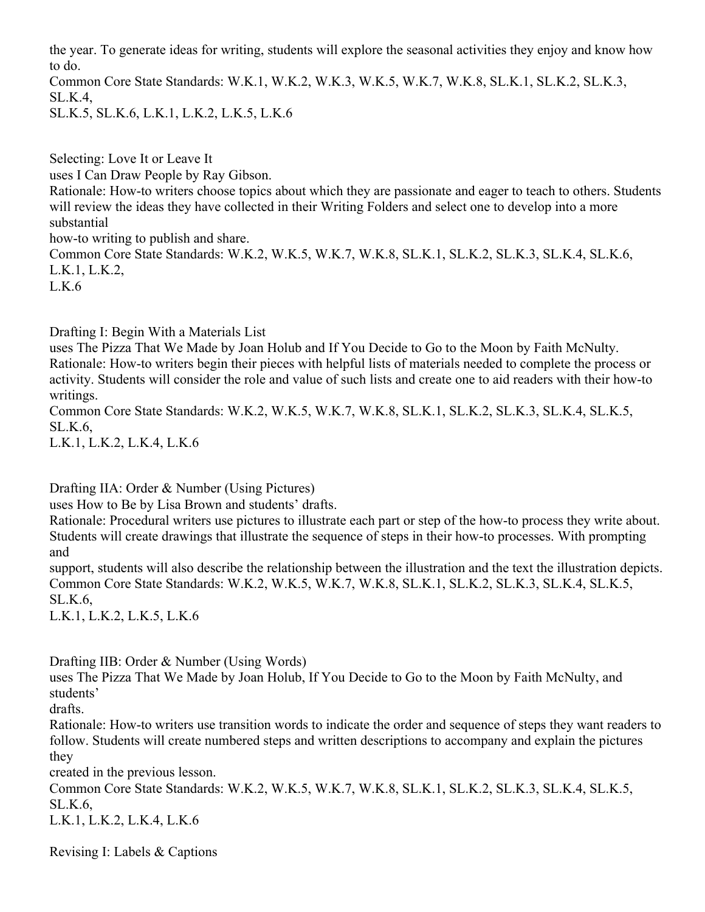the year. To generate ideas for writing, students will explore the seasonal activities they enjoy and know how to do.
Common Core State Standards: W.K.1, W.K.2, W.K.3, W.K.5, W.K.7, W.K.8, SL.K.1, SL.K.2, SL.K.3, SL.K.4,
SL.K.5, SL.K.6, L.K.1, L.K.2, L.K.5, L.K.6

Selecting: Love It or Leave It
uses I Can Draw People by Ray Gibson.
Rationale: How-to writers choose topics about which they are passionate and eager to teach to others. Students will review the ideas they have collected in their Writing Folders and select one to develop into a more substantial
how-to writing to publish and share.
Common Core State Standards: W.K.2, W.K.5, W.K.7, W.K.8, SL.K.1, SL.K.2, SL.K.3, SL.K.4, SL.K.6, L.K.1, L.K.2,
L.K.6

Drafting I: Begin With a Materials List
uses The Pizza That We Made by Joan Holub and If You Decide to Go to the Moon by Faith McNulty.
Rationale: How-to writers begin their pieces with helpful lists of materials needed to complete the process or activity. Students will consider the role and value of such lists and create one to aid readers with their how-to writings.
Common Core State Standards: W.K.2, W.K.5, W.K.7, W.K.8, SL.K.1, SL.K.2, SL.K.3, SL.K.4, SL.K.5, SL.K.6,
L.K.1, L.K.2, L.K.4, L.K.6

Drafting IIA: Order & Number (Using Pictures)
uses How to Be by Lisa Brown and students' drafts.
Rationale: Procedural writers use pictures to illustrate each part or step of the how-to process they write about. Students will create drawings that illustrate the sequence of steps in their how-to processes. With prompting and
support, students will also describe the relationship between the illustration and the text the illustration depicts.
Common Core State Standards: W.K.2, W.K.5, W.K.7, W.K.8, SL.K.1, SL.K.2, SL.K.3, SL.K.4, SL.K.5, SL.K.6,
L.K.1, L.K.2, L.K.5, L.K.6

Drafting IIB: Order & Number (Using Words)
uses The Pizza That We Made by Joan Holub, If You Decide to Go to the Moon by Faith McNulty, and students'
drafts.
Rationale: How-to writers use transition words to indicate the order and sequence of steps they want readers to follow. Students will create numbered steps and written descriptions to accompany and explain the pictures they
created in the previous lesson.
Common Core State Standards: W.K.2, W.K.5, W.K.7, W.K.8, SL.K.1, SL.K.2, SL.K.3, SL.K.4, SL.K.5, SL.K.6,
L.K.1, L.K.2, L.K.4, L.K.6

Revising I: Labels & Captions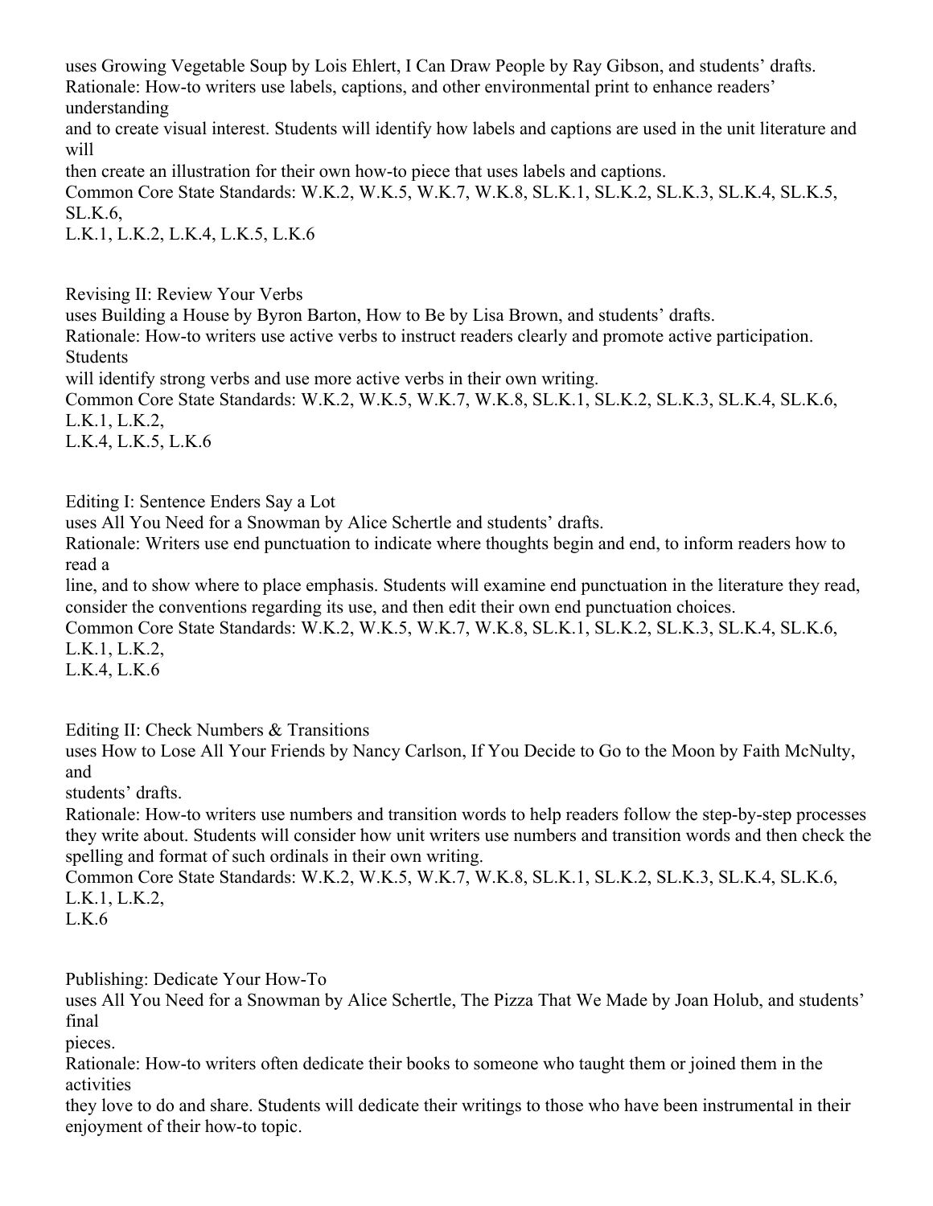uses Growing Vegetable Soup by Lois Ehlert, I Can Draw People by Ray Gibson, and students' drafts.
Rationale: How-to writers use labels, captions, and other environmental print to enhance readers' understanding and to create visual interest. Students will identify how labels and captions are used in the unit literature and will then create an illustration for their own how-to piece that uses labels and captions.
Common Core State Standards: W.K.2, W.K.5, W.K.7, W.K.8, SL.K.1, SL.K.2, SL.K.3, SL.K.4, SL.K.5, SL.K.6, L.K.1, L.K.2, L.K.4, L.K.5, L.K.6

Revising II: Review Your Verbs
uses Building a House by Byron Barton, How to Be by Lisa Brown, and students' drafts.
Rationale: How-to writers use active verbs to instruct readers clearly and promote active participation. Students will identify strong verbs and use more active verbs in their own writing.
Common Core State Standards: W.K.2, W.K.5, W.K.7, W.K.8, SL.K.1, SL.K.2, SL.K.3, SL.K.4, SL.K.6, L.K.1, L.K.2, L.K.4, L.K.5, L.K.6

Editing I: Sentence Enders Say a Lot
uses All You Need for a Snowman by Alice Schertle and students' drafts.
Rationale: Writers use end punctuation to indicate where thoughts begin and end, to inform readers how to read a line, and to show where to place emphasis. Students will examine end punctuation in the literature they read, consider the conventions regarding its use, and then edit their own end punctuation choices.
Common Core State Standards: W.K.2, W.K.5, W.K.7, W.K.8, SL.K.1, SL.K.2, SL.K.3, SL.K.4, SL.K.6, L.K.1, L.K.2, L.K.4, L.K.6

Editing II: Check Numbers & Transitions
uses How to Lose All Your Friends by Nancy Carlson, If You Decide to Go to the Moon by Faith McNulty, and students' drafts.
Rationale: How-to writers use numbers and transition words to help readers follow the step-by-step processes they write about. Students will consider how unit writers use numbers and transition words and then check the spelling and format of such ordinals in their own writing.
Common Core State Standards: W.K.2, W.K.5, W.K.7, W.K.8, SL.K.1, SL.K.2, SL.K.3, SL.K.4, SL.K.6, L.K.1, L.K.2, L.K.6

Publishing: Dedicate Your How-To
uses All You Need for a Snowman by Alice Schertle, The Pizza That We Made by Joan Holub, and students' final pieces.
Rationale: How-to writers often dedicate their books to someone who taught them or joined them in the activities they love to do and share. Students will dedicate their writings to those who have been instrumental in their enjoyment of their how-to topic.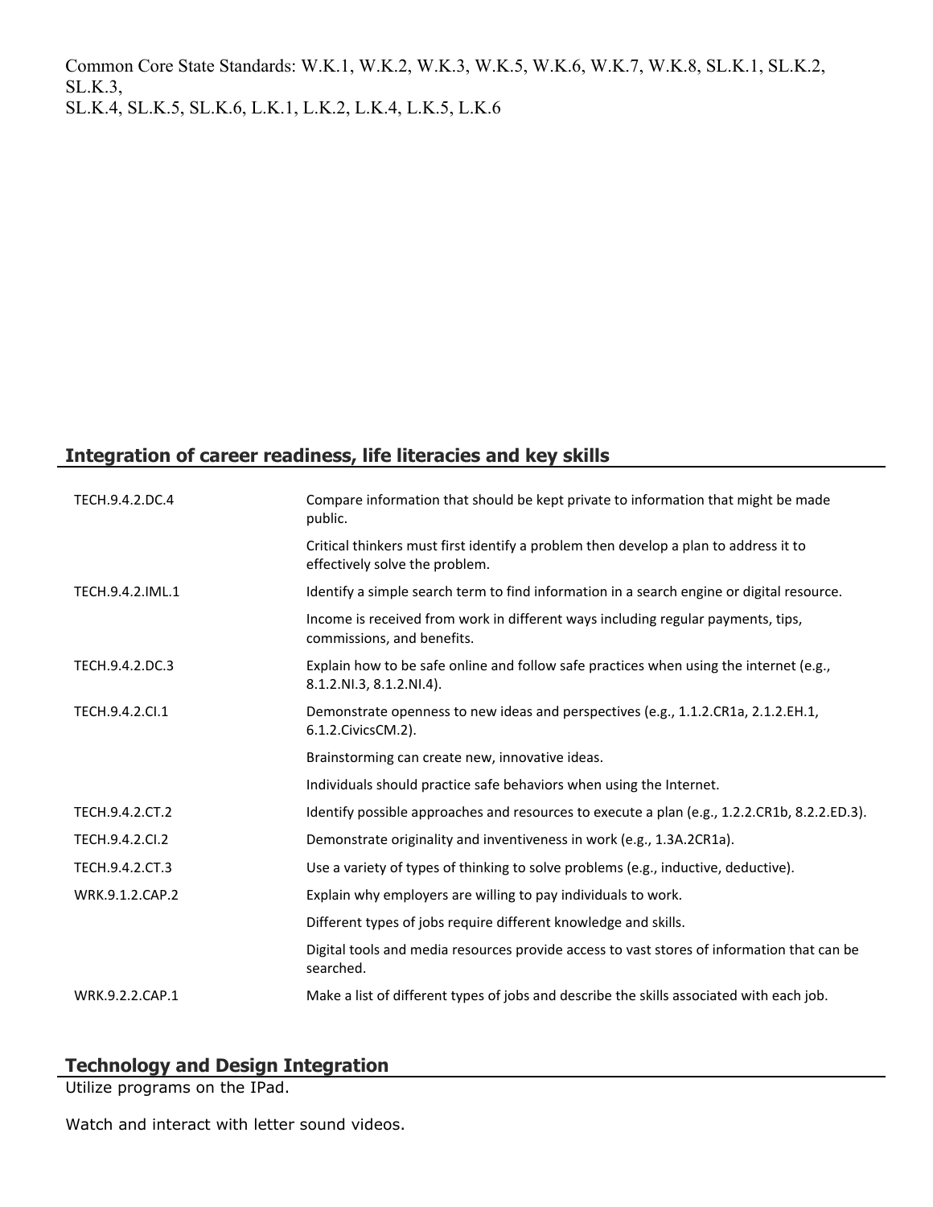Common Core State Standards: W.K.1, W.K.2, W.K.3, W.K.5, W.K.6, W.K.7, W.K.8, SL.K.1, SL.K.2, SL.K.3,
SL.K.4, SL.K.5, SL.K.6, L.K.1, L.K.2, L.K.4, L.K.5, L.K.6

## Integration of career readiness, life literacies and key skills

| | |
|---|---|
| TECH.9.4.2.DC.4 | Compare information that should be kept private to information that might be made public. |
| | Critical thinkers must first identify a problem then develop a plan to address it to effectively solve the problem. |
| TECH.9.4.2.IML.1 | Identify a simple search term to find information in a search engine or digital resource. |
| | Income is received from work in different ways including regular payments, tips, commissions, and benefits. |
| TECH.9.4.2.DC.3 | Explain how to be safe online and follow safe practices when using the internet (e.g., 8.1.2.NI.3, 8.1.2.NI.4). |
| TECH.9.4.2.CI.1 | Demonstrate openness to new ideas and perspectives (e.g., 1.1.2.CR1a, 2.1.2.EH.1, 6.1.2.CivicsCM.2). |
| | Brainstorming can create new, innovative ideas. |
| | Individuals should practice safe behaviors when using the Internet. |
| TECH.9.4.2.CT.2 | Identify possible approaches and resources to execute a plan (e.g., 1.2.2.CR1b, 8.2.2.ED.3). |
| TECH.9.4.2.CI.2 | Demonstrate originality and inventiveness in work (e.g., 1.3A.2CR1a). |
| TECH.9.4.2.CT.3 | Use a variety of types of thinking to solve problems (e.g., inductive, deductive). |
| WRK.9.1.2.CAP.2 | Explain why employers are willing to pay individuals to work. |
| | Different types of jobs require different knowledge and skills. |
| | Digital tools and media resources provide access to vast stores of information that can be searched. |
| WRK.9.2.2.CAP.1 | Make a list of different types of jobs and describe the skills associated with each job. |

## Technology and Design Integration

Utilize programs on the IPad.

Watch and interact with letter sound videos.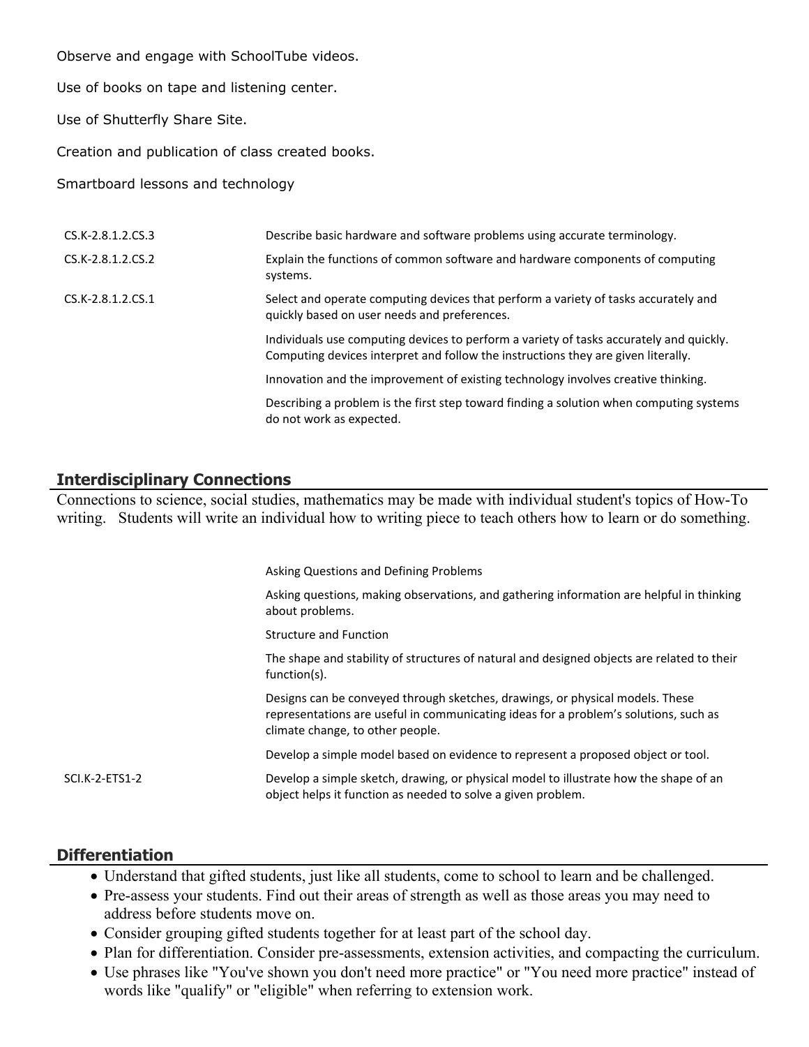Observe and engage with SchoolTube videos.

Use of books on tape and listening center.

Use of Shutterfly Share Site.

Creation and publication of class created books.

Smartboard lessons and technology

| | |
|---|---|
| CS.K-2.8.1.2.CS.3 | Describe basic hardware and software problems using accurate terminology. |
| CS.K-2.8.1.2.CS.2 | Explain the functions of common software and hardware components of computing systems. |
| CS.K-2.8.1.2.CS.1 | Select and operate computing devices that perform a variety of tasks accurately and quickly based on user needs and preferences. |
| | Individuals use computing devices to perform a variety of tasks accurately and quickly. Computing devices interpret and follow the instructions they are given literally. |
| | Innovation and the improvement of existing technology involves creative thinking. |
| | Describing a problem is the first step toward finding a solution when computing systems do not work as expected. |

## Interdisciplinary Connections

Connections to science, social studies, mathematics may be made with individual student's topics of How-To writing. Students will write an individual how to writing piece to teach others how to learn or do something.

| | |
|---|---|
| | Asking Questions and Defining Problems |
| | Asking questions, making observations, and gathering information are helpful in thinking about problems. |
| | Structure and Function |
| | The shape and stability of structures of natural and designed objects are related to their function(s). |
| | Designs can be conveyed through sketches, drawings, or physical models. These representations are useful in communicating ideas for a problem's solutions, such as climate change, to other people. |
| | Develop a simple model based on evidence to represent a proposed object or tool. |
| SCI.K-2-ETS1-2 | Develop a simple sketch, drawing, or physical model to illustrate how the shape of an object helps it function as needed to solve a given problem. |

## Differentiation

- Understand that gifted students, just like all students, come to school to learn and be challenged.
- Pre-assess your students. Find out their areas of strength as well as those areas you may need to address before students move on.
- Consider grouping gifted students together for at least part of the school day.
- Plan for differentiation. Consider pre-assessments, extension activities, and compacting the curriculum.
- Use phrases like "You've shown you don't need more practice" or "You need more practice" instead of words like "qualify" or "eligible" when referring to extension work.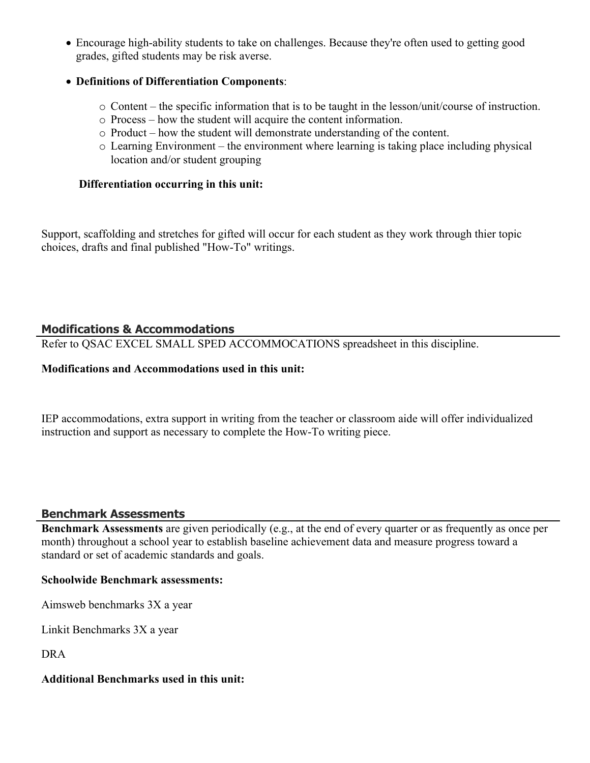- Encourage high-ability students to take on challenges. Because they're often used to getting good grades, gifted students may be risk averse.

- **Definitions of Differentiation Components**:
    - Content – the specific information that is to be taught in the lesson/unit/course of instruction.
    - Process – how the student will acquire the content information.
    - Product – how the student will demonstrate understanding of the content.
    - Learning Environment – the environment where learning is taking place including physical location and/or student grouping

**Differentiation occurring in this unit:**

Support, scaffolding and stretches for gifted will occur for each student as they work through thier topic choices, drafts and final published "How-To" writings.

## Modifications & Accommodations

Refer to QSAC EXCEL SMALL SPED ACCOMMOCATIONS spreadsheet in this discipline.

**Modifications and Accommodations used in this unit:**

IEP accommodations, extra support in writing from the teacher or classroom aide will offer individualized instruction and support as necessary to complete the How-To writing piece.

## Benchmark Assessments

**Benchmark Assessments** are given periodically (e.g., at the end of every quarter or as frequently as once per month) throughout a school year to establish baseline achievement data and measure progress toward a standard or set of academic standards and goals.

**Schoolwide Benchmark assessments:**

Aimsweb benchmarks 3X a year

Linkit Benchmarks 3X a year

DRA

**Additional Benchmarks used in this unit:**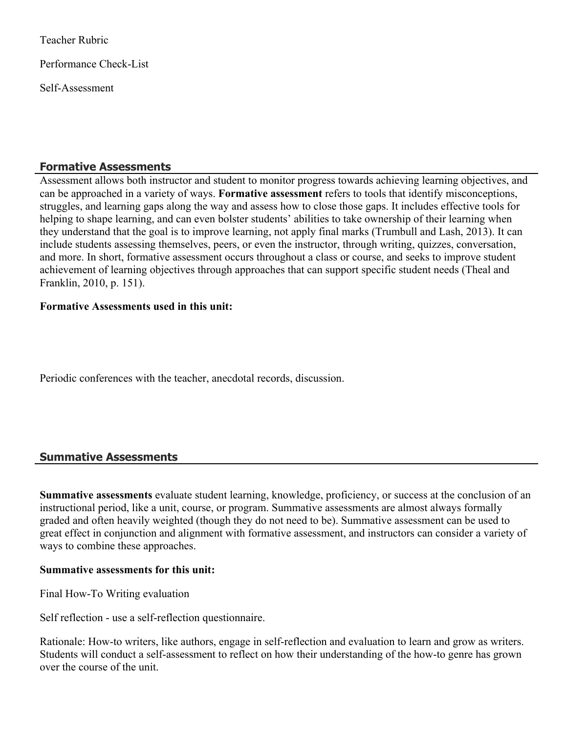Teacher Rubric

Performance Check-List

Self-Assessment

## Formative Assessments

Assessment allows both instructor and student to monitor progress towards achieving learning objectives, and can be approached in a variety of ways. **Formative assessment** refers to tools that identify misconceptions, struggles, and learning gaps along the way and assess how to close those gaps. It includes effective tools for helping to shape learning, and can even bolster students' abilities to take ownership of their learning when they understand that the goal is to improve learning, not apply final marks (Trumbull and Lash, 2013). It can include students assessing themselves, peers, or even the instructor, through writing, quizzes, conversation, and more. In short, formative assessment occurs throughout a class or course, and seeks to improve student achievement of learning objectives through approaches that can support specific student needs (Theal and Franklin, 2010, p. 151).

**Formative Assessments used in this unit:**

Periodic conferences with the teacher, anecdotal records, discussion.

## Summative Assessments

**Summative assessments** evaluate student learning, knowledge, proficiency, or success at the conclusion of an instructional period, like a unit, course, or program. Summative assessments are almost always formally graded and often heavily weighted (though they do not need to be). Summative assessment can be used to great effect in conjunction and alignment with formative assessment, and instructors can consider a variety of ways to combine these approaches.

**Summative assessments for this unit:**

Final How-To Writing evaluation

Self reflection - use a self-reflection questionnaire.

Rationale: How-to writers, like authors, engage in self-reflection and evaluation to learn and grow as writers. Students will conduct a self-assessment to reflect on how their understanding of the how-to genre has grown over the course of the unit.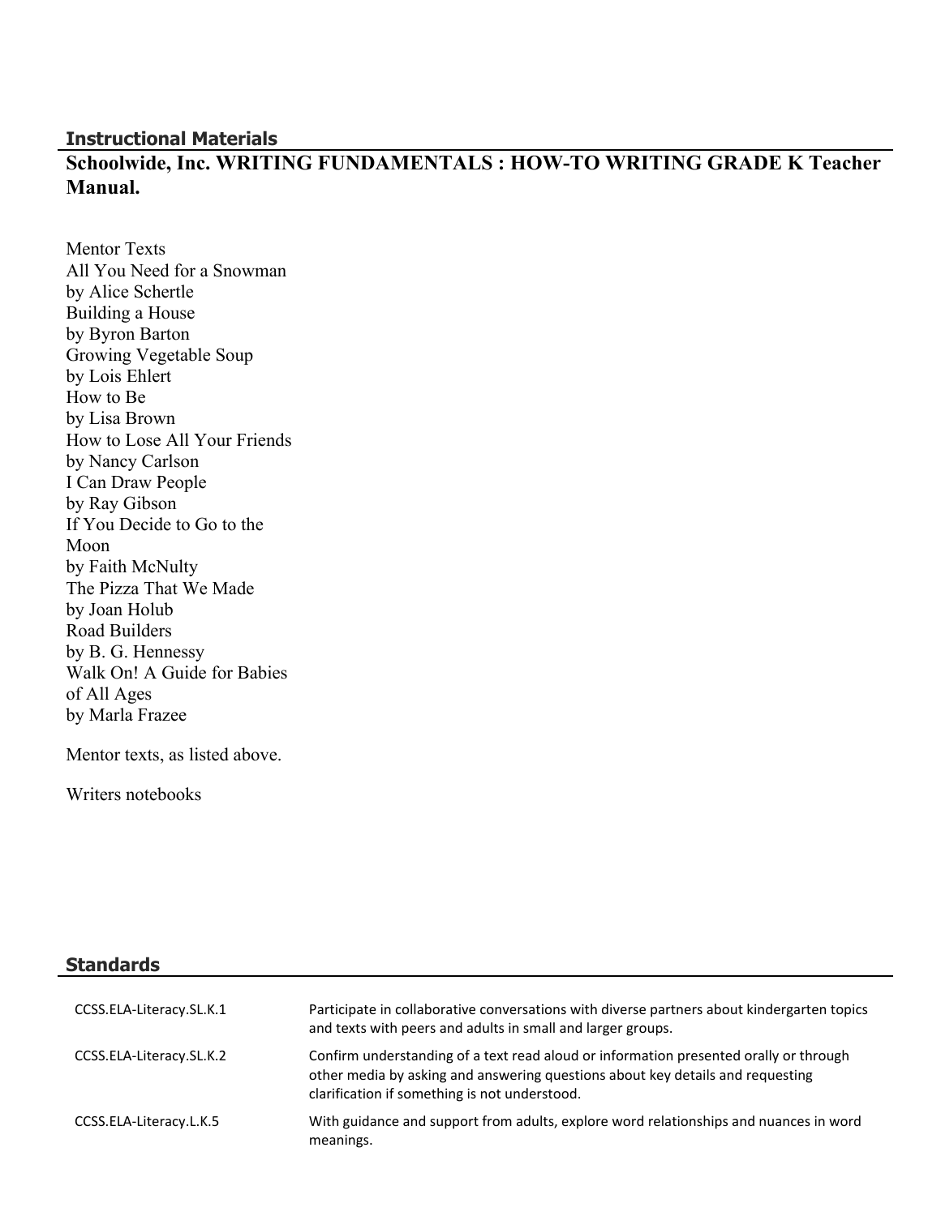## Instructional Materials

**Schoolwide, Inc. WRITING FUNDAMENTALS : HOW-TO WRITING GRADE K Teacher Manual.**

Mentor Texts
All You Need for a Snowman
by Alice Schertle
Building a House
by Byron Barton
Growing Vegetable Soup
by Lois Ehlert
How to Be
by Lisa Brown
How to Lose All Your Friends
by Nancy Carlson
I Can Draw People
by Ray Gibson
If You Decide to Go to the Moon
by Faith McNulty
The Pizza That We Made
by Joan Holub
Road Builders
by B. G. Hennessy
Walk On! A Guide for Babies of All Ages
by Marla Frazee

Mentor texts, as listed above.

Writers notebooks

## Standards

| | |
|---|---|
| CCSS.ELA-Literacy.SL.K.1 | Participate in collaborative conversations with diverse partners about kindergarten topics and texts with peers and adults in small and larger groups. |
| CCSS.ELA-Literacy.SL.K.2 | Confirm understanding of a text read aloud or information presented orally or through other media by asking and answering questions about key details and requesting clarification if something is not understood. |
| CCSS.ELA-Literacy.L.K.5 | With guidance and support from adults, explore word relationships and nuances in word meanings. |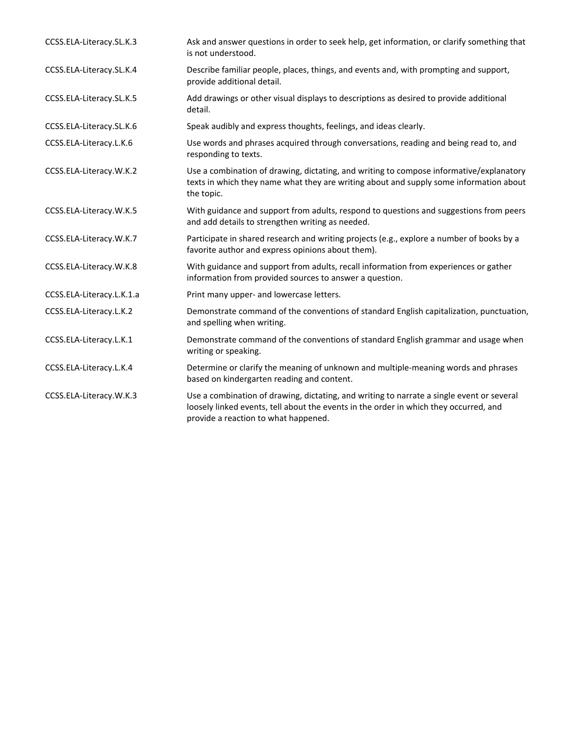| | |
|---|---|
| CCSS.ELA-Literacy.SL.K.3 | Ask and answer questions in order to seek help, get information, or clarify something that is not understood. |
| CCSS.ELA-Literacy.SL.K.4 | Describe familiar people, places, things, and events and, with prompting and support, provide additional detail. |
| CCSS.ELA-Literacy.SL.K.5 | Add drawings or other visual displays to descriptions as desired to provide additional detail. |
| CCSS.ELA-Literacy.SL.K.6 | Speak audibly and express thoughts, feelings, and ideas clearly. |
| CCSS.ELA-Literacy.L.K.6 | Use words and phrases acquired through conversations, reading and being read to, and responding to texts. |
| CCSS.ELA-Literacy.W.K.2 | Use a combination of drawing, dictating, and writing to compose informative/explanatory texts in which they name what they are writing about and supply some information about the topic. |
| CCSS.ELA-Literacy.W.K.5 | With guidance and support from adults, respond to questions and suggestions from peers and add details to strengthen writing as needed. |
| CCSS.ELA-Literacy.W.K.7 | Participate in shared research and writing projects (e.g., explore a number of books by a favorite author and express opinions about them). |
| CCSS.ELA-Literacy.W.K.8 | With guidance and support from adults, recall information from experiences or gather information from provided sources to answer a question. |
| CCSS.ELA-Literacy.L.K.1.a | Print many upper- and lowercase letters. |
| CCSS.ELA-Literacy.L.K.2 | Demonstrate command of the conventions of standard English capitalization, punctuation, and spelling when writing. |
| CCSS.ELA-Literacy.L.K.1 | Demonstrate command of the conventions of standard English grammar and usage when writing or speaking. |
| CCSS.ELA-Literacy.L.K.4 | Determine or clarify the meaning of unknown and multiple-meaning words and phrases based on kindergarten reading and content. |
| CCSS.ELA-Literacy.W.K.3 | Use a combination of drawing, dictating, and writing to narrate a single event or several loosely linked events, tell about the events in the order in which they occurred, and provide a reaction to what happened. |